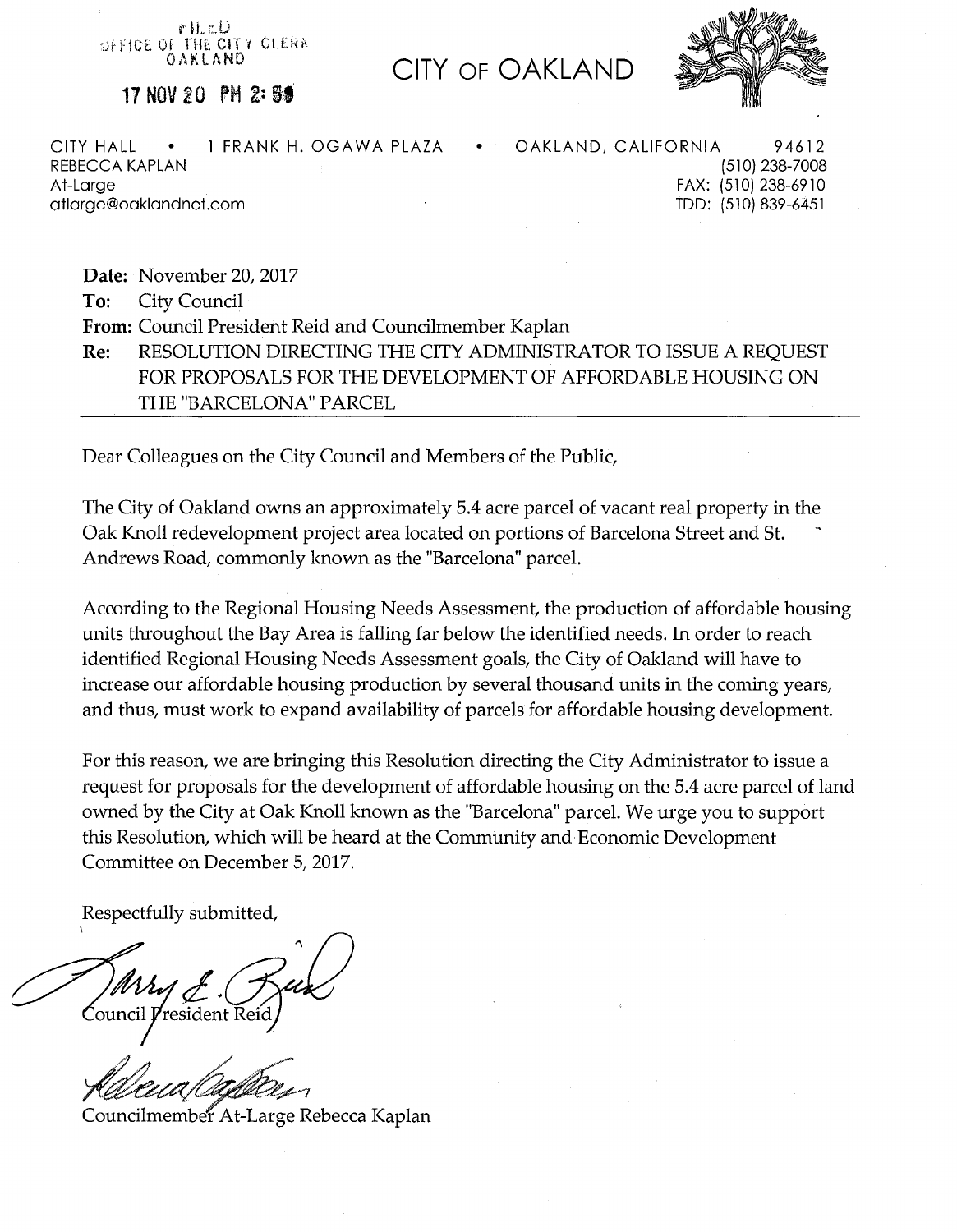FILED
OFFICE OF THE CITY CLERK
OAKLAND

17 NOV 20 PM 2:59

# CITY OF OAKLAND

CITY HALL • 1 FRANK H. OGAWA PLAZA • OAKLAND, CALIFORNIA 94612

REBECCA KAPLAN
At-Large
atlarge@oaklandnet.com

(510) 238-7008
FAX: (510) 238-6910
TDD: (510) 839-6451

**Date:** November 20, 2017
**To:** City Council
**From:** Council President Reid and Councilmember Kaplan
**Re:** RESOLUTION DIRECTING THE CITY ADMINISTRATOR TO ISSUE A REQUEST FOR PROPOSALS FOR THE DEVELOPMENT OF AFFORDABLE HOUSING ON THE "BARCELONA" PARCEL

Dear Colleagues on the City Council and Members of the Public,

The City of Oakland owns an approximately 5.4 acre parcel of vacant real property in the Oak Knoll redevelopment project area located on portions of Barcelona Street and St. Andrews Road, commonly known as the "Barcelona" parcel.

According to the Regional Housing Needs Assessment, the production of affordable housing units throughout the Bay Area is falling far below the identified needs. In order to reach identified Regional Housing Needs Assessment goals, the City of Oakland will have to increase our affordable housing production by several thousand units in the coming years, and thus, must work to expand availability of parcels for affordable housing development.

For this reason, we are bringing this Resolution directing the City Administrator to issue a request for proposals for the development of affordable housing on the 5.4 acre parcel of land owned by the City at Oak Knoll known as the "Barcelona" parcel. We urge you to support this Resolution, which will be heard at the Community and Economic Development Committee on December 5, 2017.

Respectfully submitted,

Council President Reid

Councilmember At-Large Rebecca Kaplan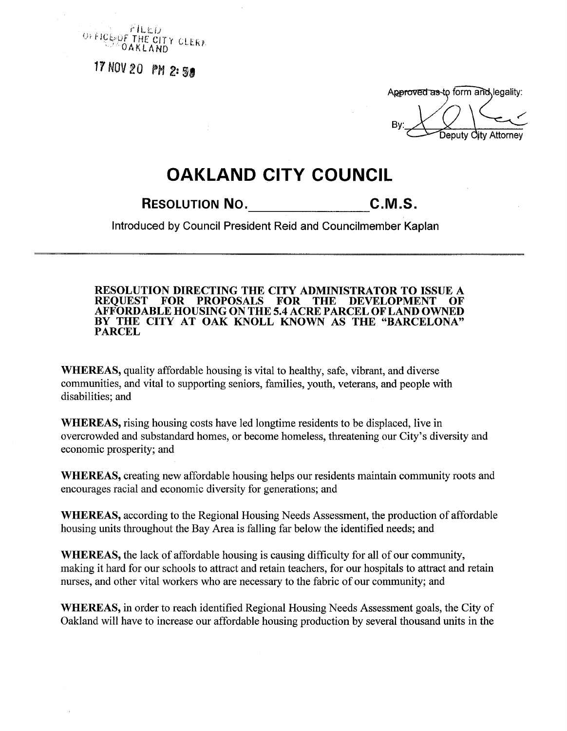FILED
OFFICE OF THE CITY CLERK
OAKLAND

17 NOV 20 PM 2:58

Approved as to form and legality:

By: Deputy City Attorney

# OAKLAND CITY COUNCIL

## RESOLUTION NO. ________________ C.M.S.

Introduced by Council President Reid and Councilmember Kaplan

---

**RESOLUTION DIRECTING THE CITY ADMINISTRATOR TO ISSUE A REQUEST FOR PROPOSALS FOR THE DEVELOPMENT OF AFFORDABLE HOUSING ON THE 5.4 ACRE PARCEL OF LAND OWNED BY THE CITY AT OAK KNOLL KNOWN AS THE "BARCELONA" PARCEL**

**WHEREAS,** quality affordable housing is vital to healthy, safe, vibrant, and diverse communities, and vital to supporting seniors, families, youth, veterans, and people with disabilities; and

**WHEREAS,** rising housing costs have led longtime residents to be displaced, live in overcrowded and substandard homes, or become homeless, threatening our City's diversity and economic prosperity; and

**WHEREAS,** creating new affordable housing helps our residents maintain community roots and encourages racial and economic diversity for generations; and

**WHEREAS,** according to the Regional Housing Needs Assessment, the production of affordable housing units throughout the Bay Area is falling far below the identified needs; and

**WHEREAS,** the lack of affordable housing is causing difficulty for all of our community, making it hard for our schools to attract and retain teachers, for our hospitals to attract and retain nurses, and other vital workers who are necessary to the fabric of our community; and

**WHEREAS,** in order to reach identified Regional Housing Needs Assessment goals, the City of Oakland will have to increase our affordable housing production by several thousand units in the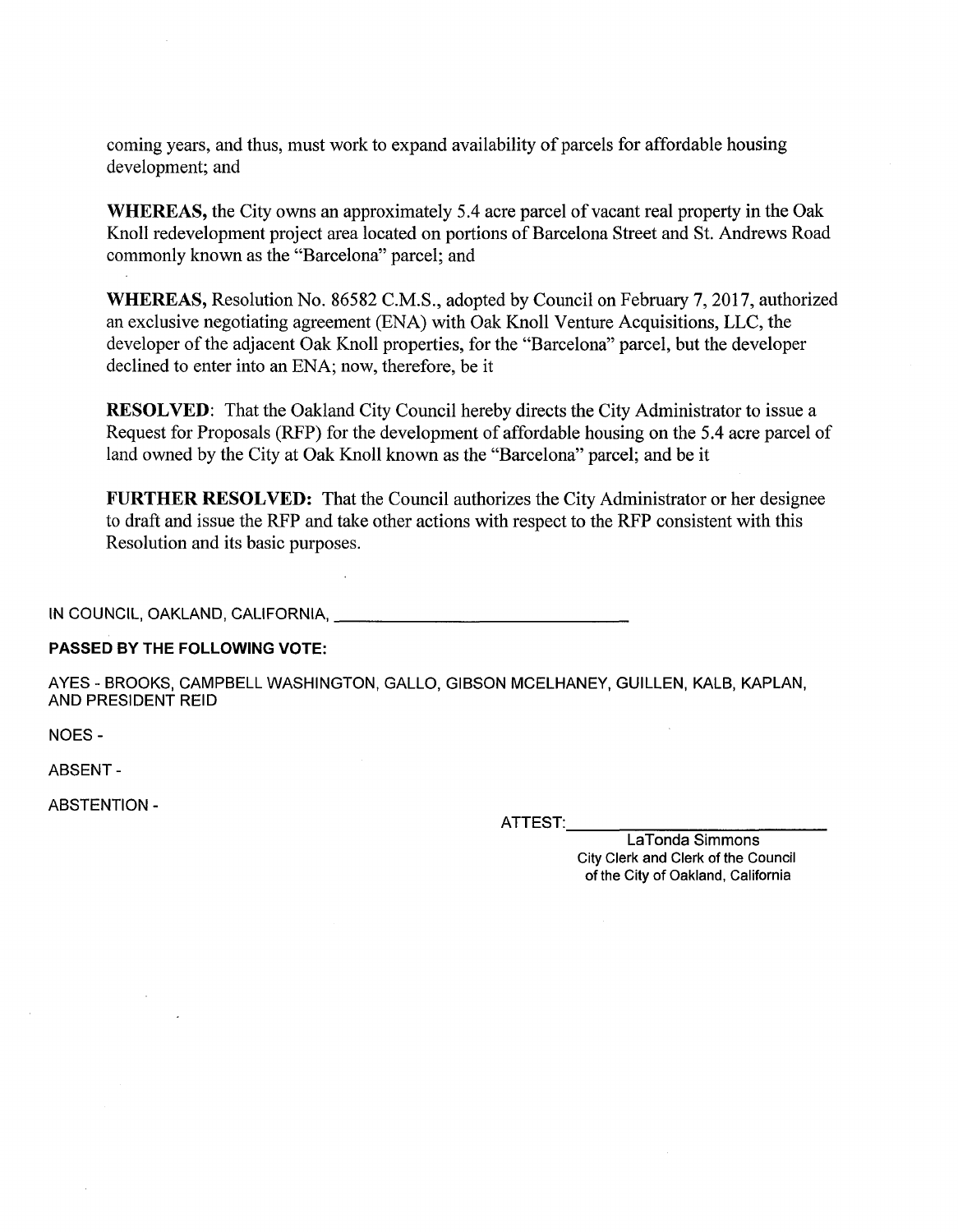coming years, and thus, must work to expand availability of parcels for affordable housing development; and

**WHEREAS,** the City owns an approximately 5.4 acre parcel of vacant real property in the Oak Knoll redevelopment project area located on portions of Barcelona Street and St. Andrews Road commonly known as the "Barcelona" parcel; and

**WHEREAS,** Resolution No. 86582 C.M.S., adopted by Council on February 7, 2017, authorized an exclusive negotiating agreement (ENA) with Oak Knoll Venture Acquisitions, LLC, the developer of the adjacent Oak Knoll properties, for the "Barcelona" parcel, but the developer declined to enter into an ENA; now, therefore, be it

**RESOLVED**: That the Oakland City Council hereby directs the City Administrator to issue a Request for Proposals (RFP) for the development of affordable housing on the 5.4 acre parcel of land owned by the City at Oak Knoll known as the "Barcelona" parcel; and be it

**FURTHER RESOLVED:** That the Council authorizes the City Administrator or her designee to draft and issue the RFP and take other actions with respect to the RFP consistent with this Resolution and its basic purposes.

IN COUNCIL, OAKLAND, CALIFORNIA, ______________________________

**PASSED BY THE FOLLOWING VOTE:**

AYES - BROOKS, CAMPBELL WASHINGTON, GALLO, GIBSON MCELHANEY, GUILLEN, KALB, KAPLAN, AND PRESIDENT REID

NOES -

ABSENT -

ABSTENTION -

ATTEST: ______________________________

LaTonda Simmons
City Clerk and Clerk of the Council
of the City of Oakland, California